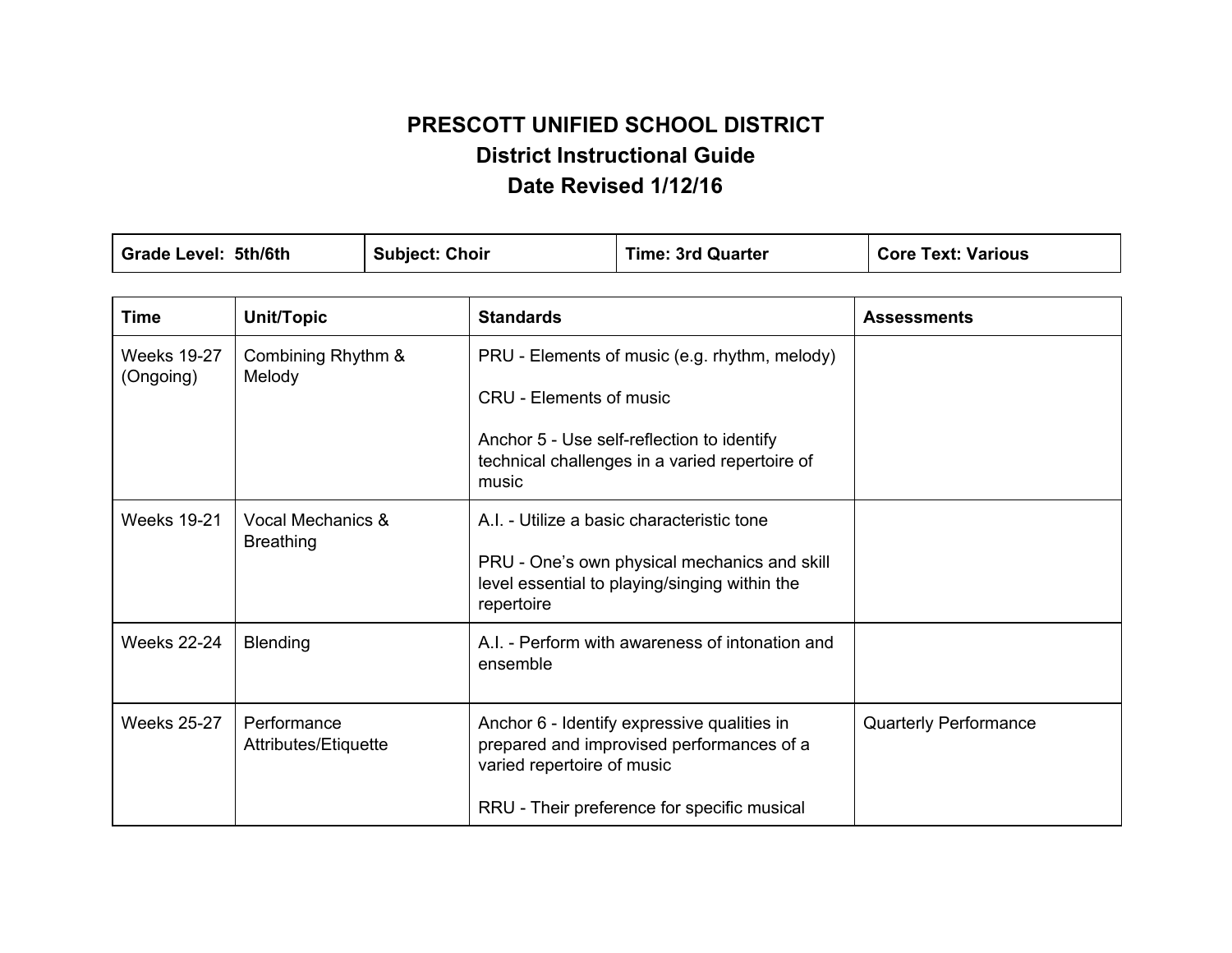# PRESCOTT UNIFIED SCHOOL DISTRICT

## District Instructional Guide

## Date Revised 1/12/16

| Grade Level: 5th/6th | Subject: Choir | Time: 3rd Quarter | Core Text: Various |
|---|---|---|---|

| Time | Unit/Topic | Standards | Assessments |
|---|---|---|---|
| Weeks 19-27 (Ongoing) | Combining Rhythm & Melody | PRU - Elements of music (e.g. rhythm, melody)<br><br>CRU - Elements of music<br><br>Anchor 5 - Use self-reflection to identify technical challenges in a varied repertoire of music | |
| Weeks 19-21 | Vocal Mechanics & Breathing | A.I. - Utilize a basic characteristic tone<br><br>PRU - One's own physical mechanics and skill level essential to playing/singing within the repertoire | |
| Weeks 22-24 | Blending | A.I. - Perform with awareness of intonation and ensemble | |
| Weeks 25-27 | Performance Attributes/Etiquette | Anchor 6 - Identify expressive qualities in prepared and improvised performances of a varied repertoire of music<br><br>RRU - Their preference for specific musical | Quarterly Performance |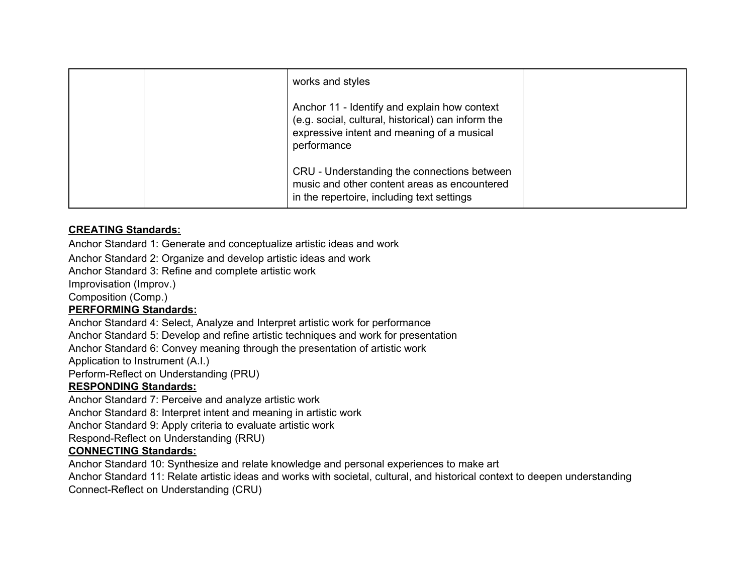| | | | |
|---|---|---|---|
| | | works and styles<br><br>Anchor 11 - Identify and explain how context (e.g. social, cultural, historical) can inform the expressive intent and meaning of a musical performance<br><br>CRU - Understanding the connections between music and other content areas as encountered in the repertoire, including text settings | |

**CREATING Standards:**

Anchor Standard 1: Generate and conceptualize artistic ideas and work
Anchor Standard 2: Organize and develop artistic ideas and work
Anchor Standard 3: Refine and complete artistic work
Improvisation (Improv.)
Composition (Comp.)

**PERFORMING Standards:**

Anchor Standard 4: Select, Analyze and Interpret artistic work for performance
Anchor Standard 5: Develop and refine artistic techniques and work for presentation
Anchor Standard 6: Convey meaning through the presentation of artistic work
Application to Instrument (A.I.)
Perform-Reflect on Understanding (PRU)

**RESPONDING Standards:**

Anchor Standard 7: Perceive and analyze artistic work
Anchor Standard 8: Interpret intent and meaning in artistic work
Anchor Standard 9: Apply criteria to evaluate artistic work
Respond-Reflect on Understanding (RRU)

**CONNECTING Standards:**

Anchor Standard 10: Synthesize and relate knowledge and personal experiences to make art
Anchor Standard 11: Relate artistic ideas and works with societal, cultural, and historical context to deepen understanding
Connect-Reflect on Understanding (CRU)